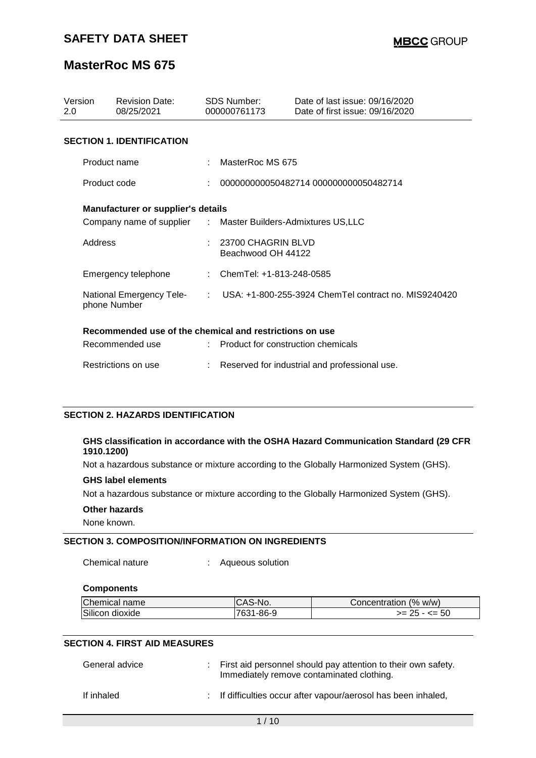**SAFETY DATA SHEET**

**MBCC GROUP**

# MasterRoc MS 675

| Version | Revision Date: | SDS Number: | Date of last issue: 09/16/2020 |
|---|---|---|---|
| 2.0 | 08/25/2021 | 000000761173 | Date of first issue: 09/16/2020 |

## SECTION 1. IDENTIFICATION

Product name : MasterRoc MS 675

Product code : 000000000050482714 000000000050482714

**Manufacturer or supplier's details**

Company name of supplier : Master Builders-Admixtures US,LLC

Address : 23700 CHAGRIN BLVD
Beachwood OH 44122

Emergency telephone : ChemTel: +1-813-248-0585

National Emergency Telephone Number : USA: +1-800-255-3924 ChemTel contract no. MIS9240420

**Recommended use of the chemical and restrictions on use**

Recommended use : Product for construction chemicals

Restrictions on use : Reserved for industrial and professional use.

## SECTION 2. HAZARDS IDENTIFICATION

**GHS classification in accordance with the OSHA Hazard Communication Standard (29 CFR 1910.1200)**

Not a hazardous substance or mixture according to the Globally Harmonized System (GHS).

**GHS label elements**

Not a hazardous substance or mixture according to the Globally Harmonized System (GHS).

**Other hazards**

None known.

## SECTION 3. COMPOSITION/INFORMATION ON INGREDIENTS

Chemical nature : Aqueous solution

**Components**

| Chemical name | CAS-No. | Concentration (% w/w) |
|---|---|---|
| Silicon dioxide | 7631-86-9 | >= 25 - <= 50 |

## SECTION 4. FIRST AID MEASURES

General advice : First aid personnel should pay attention to their own safety. Immediately remove contaminated clothing.

If inhaled : If difficulties occur after vapour/aerosol has been inhaled,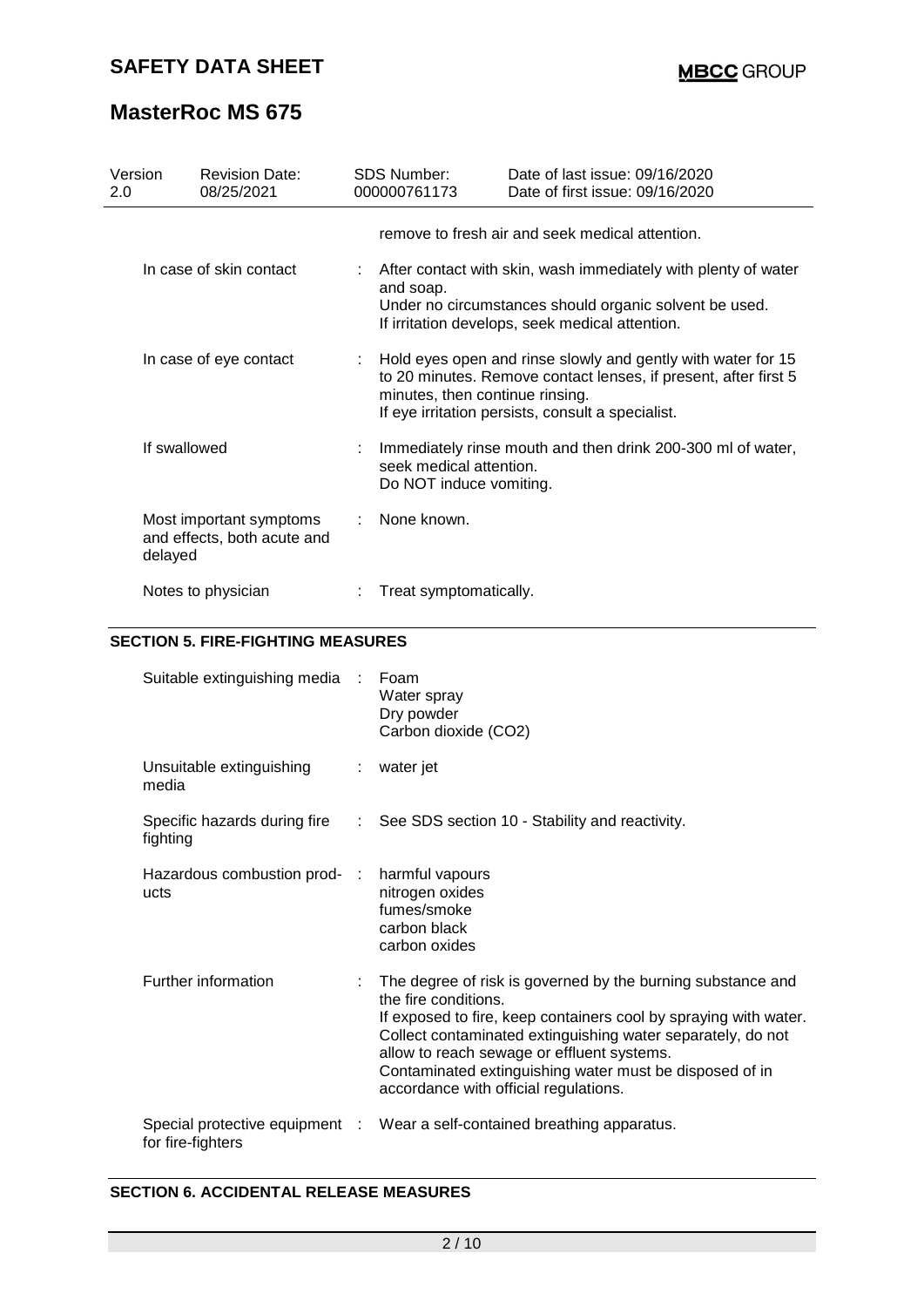remove to fresh air and seek medical attention.

| | | |
|---|---|---|
| In case of skin contact | : | After contact with skin, wash immediately with plenty of water and soap.<br>Under no circumstances should organic solvent be used.<br>If irritation develops, seek medical attention. |
| In case of eye contact | : | Hold eyes open and rinse slowly and gently with water for 15 to 20 minutes. Remove contact lenses, if present, after first 5 minutes, then continue rinsing.<br>If eye irritation persists, consult a specialist. |
| If swallowed | : | Immediately rinse mouth and then drink 200-300 ml of water, seek medical attention.<br>Do NOT induce vomiting. |
| Most important symptoms and effects, both acute and delayed | : | None known. |
| Notes to physician | : | Treat symptomatically. |

## SECTION 5. FIRE-FIGHTING MEASURES

| | | |
|---|---|---|
| Suitable extinguishing media | : | Foam<br>Water spray<br>Dry powder<br>Carbon dioxide ($CO_2$) |
| Unsuitable extinguishing media | : | water jet |
| Specific hazards during fire fighting | : | See SDS section 10 - Stability and reactivity. |
| Hazardous combustion products | : | harmful vapours<br>nitrogen oxides<br>fumes/smoke<br>carbon black<br>carbon oxides |
| Further information | : | The degree of risk is governed by the burning substance and the fire conditions.<br>If exposed to fire, keep containers cool by spraying with water.<br>Collect contaminated extinguishing water separately, do not allow to reach sewage or effluent systems.<br>Contaminated extinguishing water must be disposed of in accordance with official regulations. |
| Special protective equipment for fire-fighters | : | Wear a self-contained breathing apparatus. |

## SECTION 6. ACCIDENTAL RELEASE MEASURES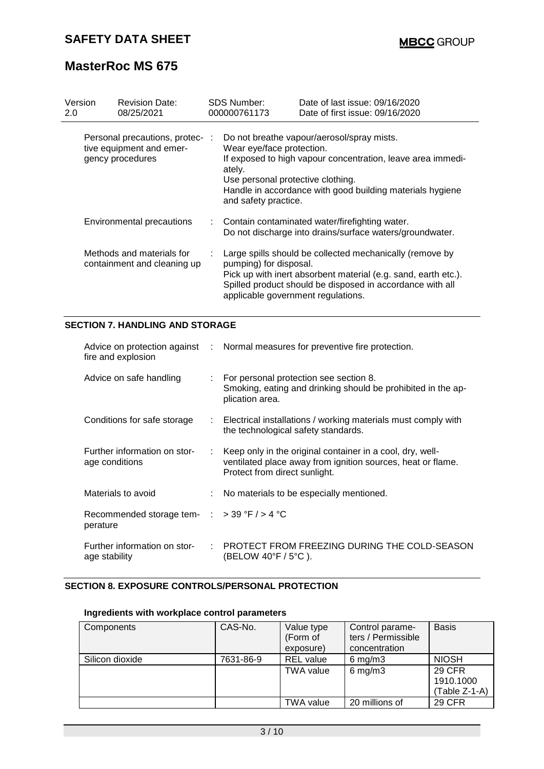| Version | Revision Date: | SDS Number: | Date of last issue: 09/16/2020 |
|---|---|---|---|
| 2.0 | 08/25/2021 | 000000761173 | Date of first issue: 09/16/2020 |

| | | |
|---|---|---|
| Personal precautions, protective equipment and emergency procedures | : | Do not breathe vapour/aerosol/spray mists.<br>Wear eye/face protection.<br>If exposed to high vapour concentration, leave area immediately.<br>Use personal protective clothing.<br>Handle in accordance with good building materials hygiene and safety practice. |
| Environmental precautions | : | Contain contaminated water/firefighting water.<br>Do not discharge into drains/surface waters/groundwater. |
| Methods and materials for containment and cleaning up | : | Large spills should be collected mechanically (remove by pumping) for disposal.<br>Pick up with inert absorbent material (e.g. sand, earth etc.).<br>Spilled product should be disposed in accordance with all applicable government regulations. |

## SECTION 7. HANDLING AND STORAGE

| | | |
|---|---|---|
| Advice on protection against fire and explosion | : | Normal measures for preventive fire protection. |
| Advice on safe handling | : | For personal protection see section 8.<br>Smoking, eating and drinking should be prohibited in the application area. |
| Conditions for safe storage | : | Electrical installations / working materials must comply with the technological safety standards. |
| Further information on storage conditions | : | Keep only in the original container in a cool, dry, well-ventilated place away from ignition sources, heat or flame.<br>Protect from direct sunlight. |
| Materials to avoid | : | No materials to be especially mentioned. |
| Recommended storage temperature | : | > 39 °F / > 4 °C |
| Further information on storage stability | : | PROTECT FROM FREEZING DURING THE COLD-SEASON (BELOW 40°F / 5°C ). |

## SECTION 8. EXPOSURE CONTROLS/PERSONAL PROTECTION

**Ingredients with workplace control parameters**

| Components | CAS-No. | Value type (Form of exposure) | Control parameters / Permissible concentration | Basis |
|---|---|---|---|---|
| Silicon dioxide | 7631-86-9 | REL value | 6 mg/m3 | NIOSH |
| | | TWA value | 6 mg/m3 | 29 CFR 1910.1000 (Table Z-1-A) |
| | | TWA value | 20 millions of | 29 CFR |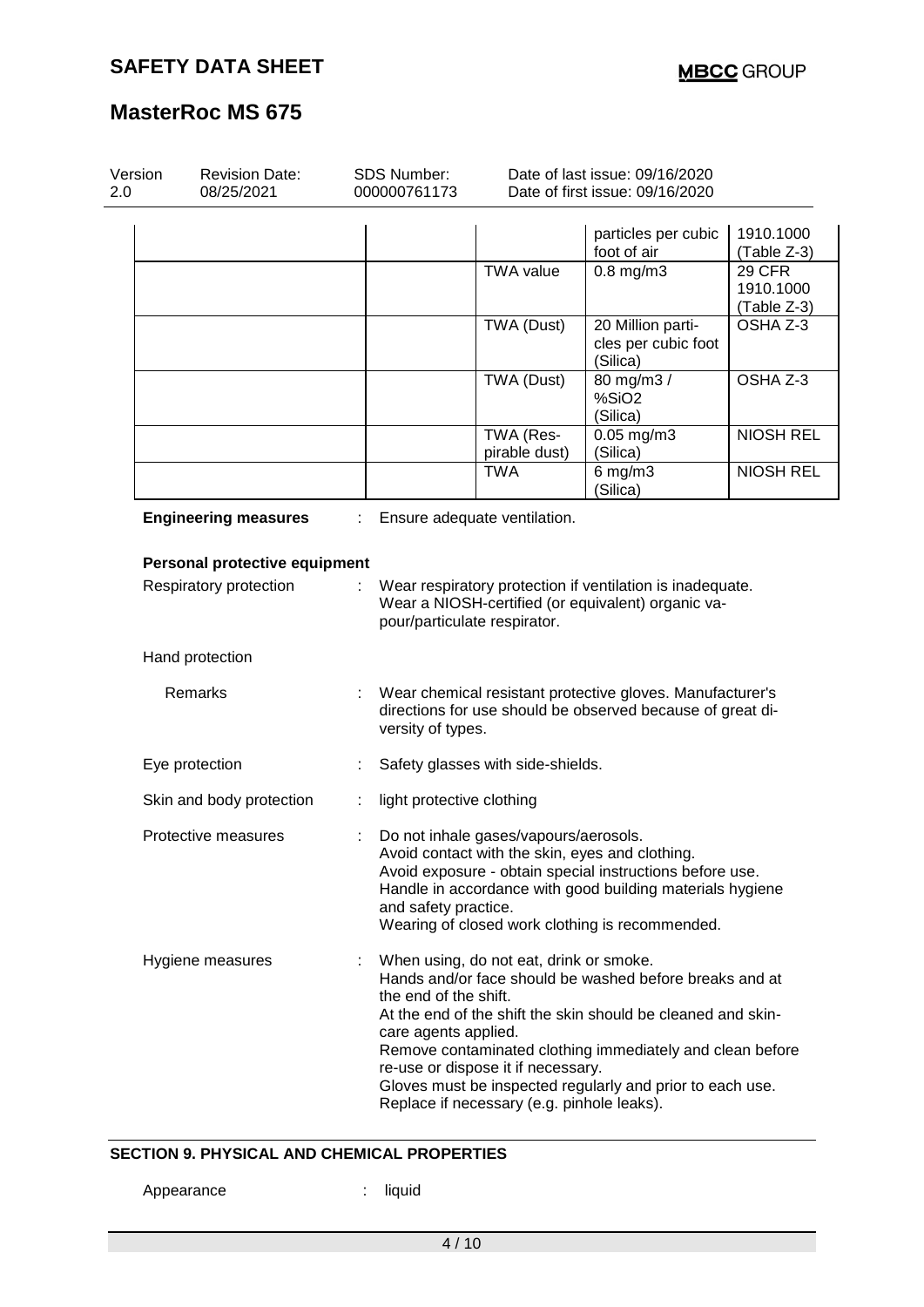| | | | | |
|---|---|---|---|---|
| | | | particles per cubic foot of air | 1910.1000 (Table Z-3) |
| | | TWA value | 0.8 mg/m3 | 29 CFR 1910.1000 (Table Z-3) |
| | | TWA (Dust) | 20 Million particles per cubic foot (Silica) | OSHA Z-3 |
| | | TWA (Dust) | 80 mg/m3 / %SiO2 (Silica) | OSHA Z-3 |
| | | TWA (Respirable dust) | 0.05 mg/m3 (Silica) | NIOSH REL |
| | | TWA | 6 mg/m3 (Silica) | NIOSH REL |

**Engineering measures** : Ensure adequate ventilation.

**Personal protective equipment**

Respiratory protection : Wear respiratory protection if ventilation is inadequate. Wear a NIOSH-certified (or equivalent) organic vapour/particulate respirator.

Hand protection

Remarks : Wear chemical resistant protective gloves. Manufacturer's directions for use should be observed because of great diversity of types.

Eye protection : Safety glasses with side-shields.

Skin and body protection : light protective clothing

Protective measures : Do not inhale gases/vapours/aerosols.
Avoid contact with the skin, eyes and clothing.
Avoid exposure - obtain special instructions before use.
Handle in accordance with good building materials hygiene and safety practice.
Wearing of closed work clothing is recommended.

Hygiene measures : When using, do not eat, drink or smoke.
Hands and/or face should be washed before breaks and at the end of the shift.
At the end of the shift the skin should be cleaned and skin-care agents applied.
Remove contaminated clothing immediately and clean before re-use or dispose it if necessary.
Gloves must be inspected regularly and prior to each use. Replace if necessary (e.g. pinhole leaks).

## SECTION 9. PHYSICAL AND CHEMICAL PROPERTIES

Appearance : liquid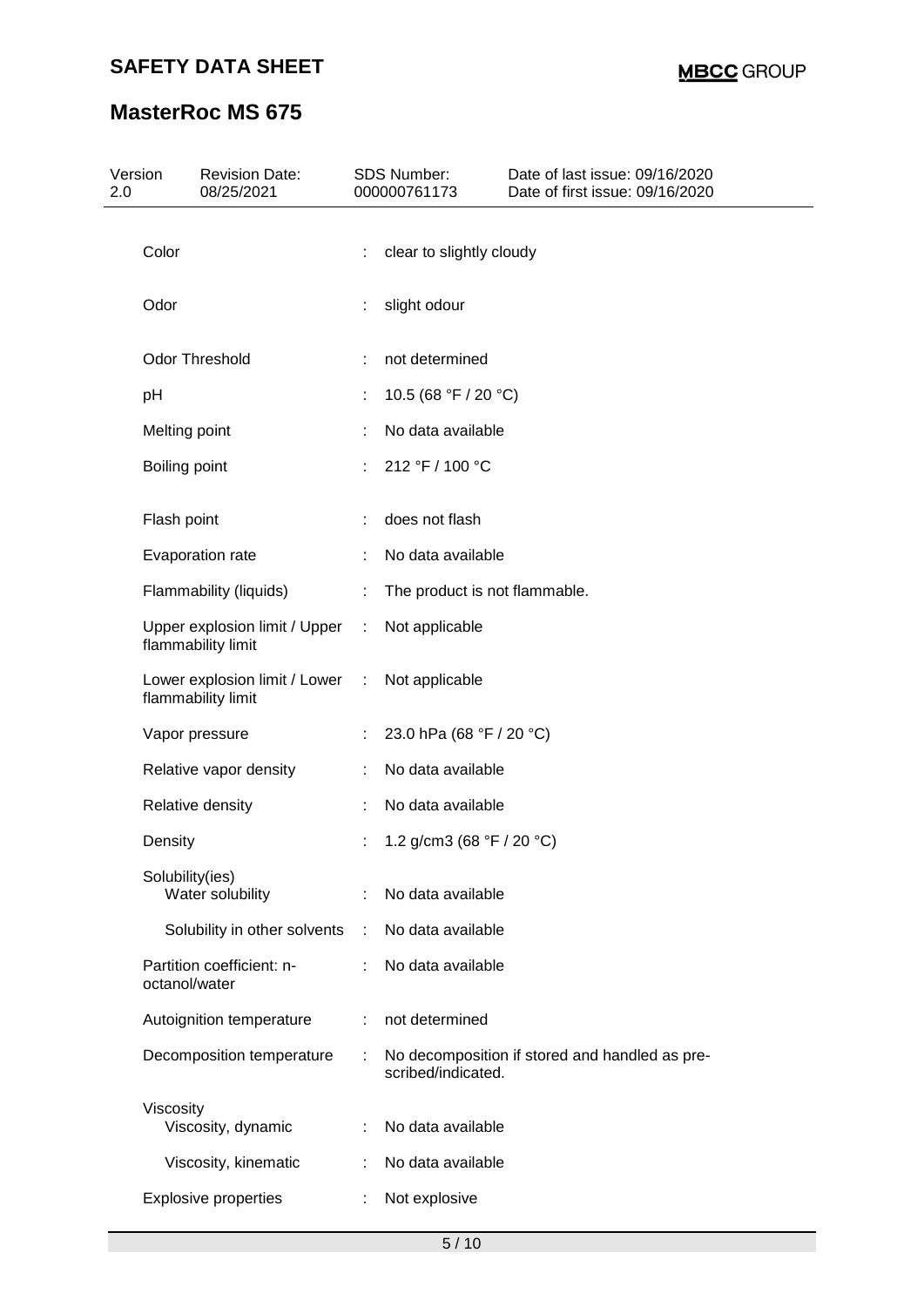| | | |
|---|---|---|
| Color | : | clear to slightly cloudy |
| Odor | : | slight odour |
| Odor Threshold | : | not determined |
| pH | : | 10.5 (68 °F / 20 °C) |
| Melting point | : | No data available |
| Boiling point | : | 212 °F / 100 °C |
| Flash point | : | does not flash |
| Evaporation rate | : | No data available |
| Flammability (liquids) | : | The product is not flammable. |
| Upper explosion limit / Upper flammability limit | : | Not applicable |
| Lower explosion limit / Lower flammability limit | : | Not applicable |
| Vapor pressure | : | 23.0 hPa (68 °F / 20 °C) |
| Relative vapor density | : | No data available |
| Relative density | : | No data available |
| Density | : | 1.2 g/cm3 (68 °F / 20 °C) |
| Solubility(ies) | | |
| Water solubility | : | No data available |
| Solubility in other solvents | : | No data available |
| Partition coefficient: n-octanol/water | : | No data available |
| Autoignition temperature | : | not determined |
| Decomposition temperature | : | No decomposition if stored and handled as prescribed/indicated. |
| Viscosity | | |
| Viscosity, dynamic | : | No data available |
| Viscosity, kinematic | : | No data available |
| Explosive properties | : | Not explosive |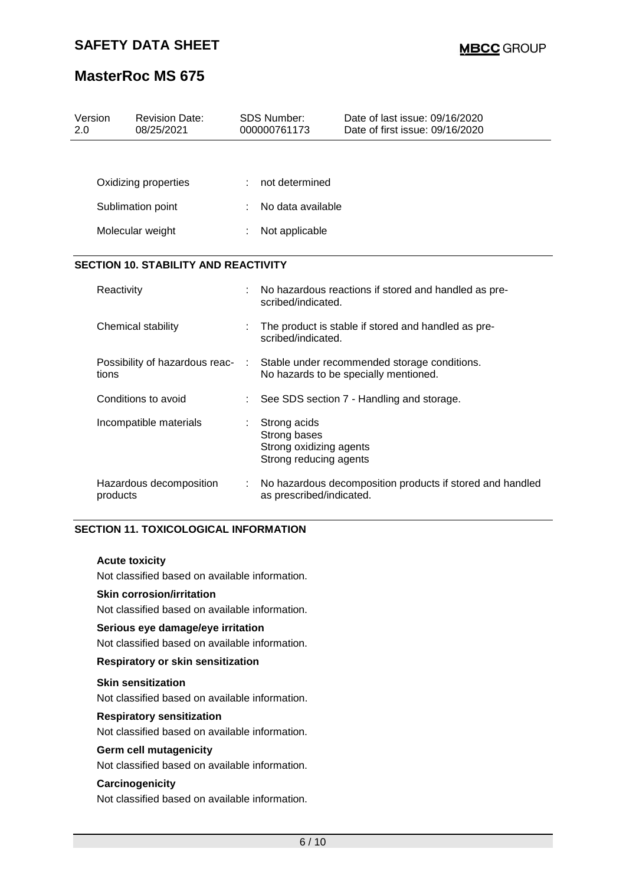| | | |
|---|---|---|
| Oxidizing properties | : | not determined |
| Sublimation point | : | No data available |
| Molecular weight | : | Not applicable |

## SECTION 10. STABILITY AND REACTIVITY

| | | |
|---|---|---|
| Reactivity | : | No hazardous reactions if stored and handled as prescribed/indicated. |
| Chemical stability | : | The product is stable if stored and handled as prescribed/indicated. |
| Possibility of hazardous reactions | : | Stable under recommended storage conditions.<br>No hazards to be specially mentioned. |
| Conditions to avoid | : | See SDS section 7 - Handling and storage. |
| Incompatible materials | : | Strong acids<br>Strong bases<br>Strong oxidizing agents<br>Strong reducing agents |
| Hazardous decomposition products | : | No hazardous decomposition products if stored and handled as prescribed/indicated. |

## SECTION 11. TOXICOLOGICAL INFORMATION

**Acute toxicity**

Not classified based on available information.

**Skin corrosion/irritation**

Not classified based on available information.

**Serious eye damage/eye irritation**

Not classified based on available information.

**Respiratory or skin sensitization**

**Skin sensitization**

Not classified based on available information.

**Respiratory sensitization**

Not classified based on available information.

**Germ cell mutagenicity**

Not classified based on available information.

**Carcinogenicity**

Not classified based on available information.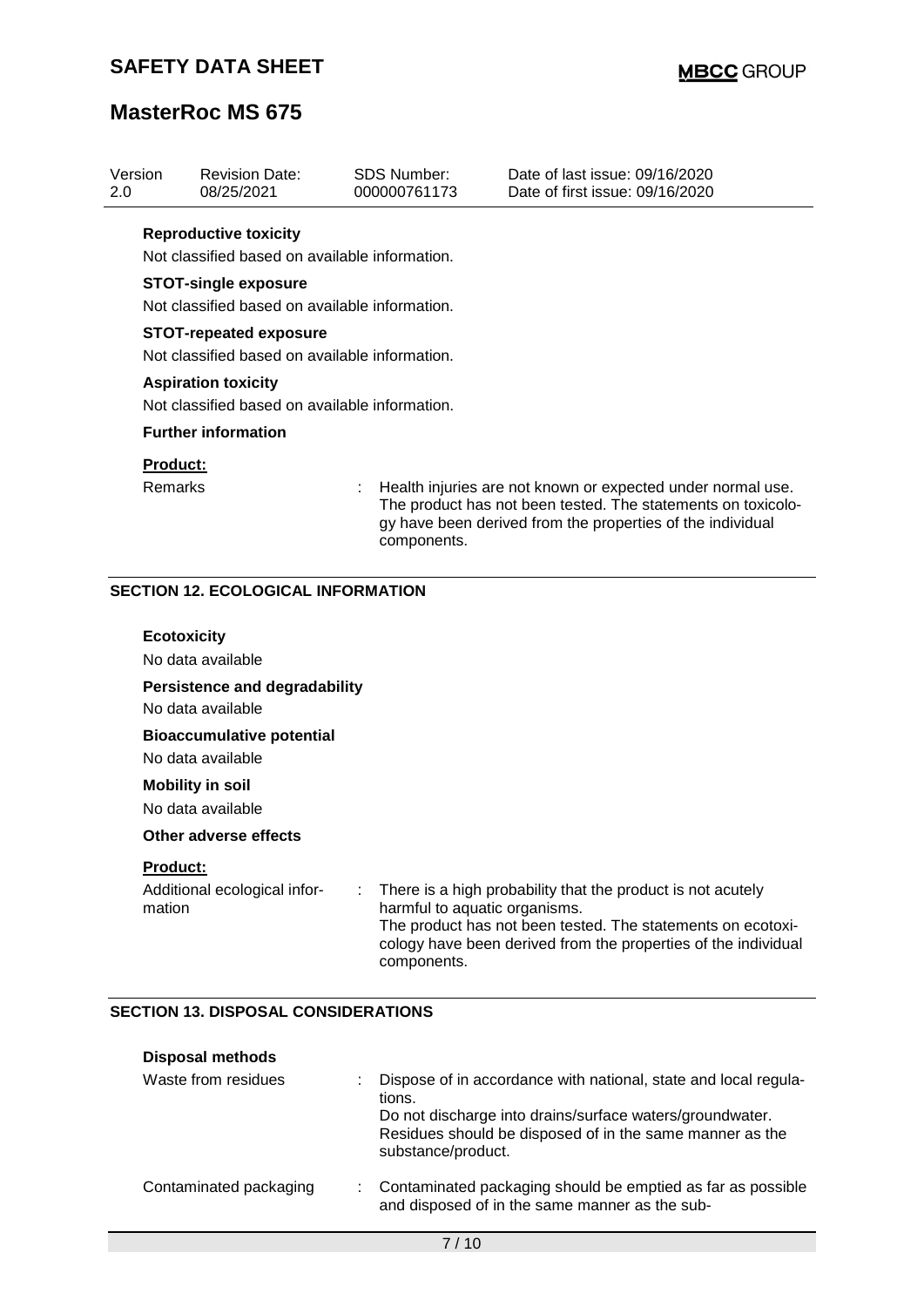| Version | Revision Date: | SDS Number: | Date of last issue: 09/16/2020 |
|---|---|---|---|
| 2.0 | 08/25/2021 | 000000761173 | Date of first issue: 09/16/2020 |

**Reproductive toxicity**

Not classified based on available information.

**STOT-single exposure**

Not classified based on available information.

**STOT-repeated exposure**

Not classified based on available information.

**Aspiration toxicity**

Not classified based on available information.

**Further information**

**Product:**

Remarks : Health injuries are not known or expected under normal use. The product has not been tested. The statements on toxicology have been derived from the properties of the individual components.

## SECTION 12. ECOLOGICAL INFORMATION

**Ecotoxicity**

No data available

**Persistence and degradability**

No data available

**Bioaccumulative potential**

No data available

**Mobility in soil**

No data available

**Other adverse effects**

**Product:**

Additional ecological information : There is a high probability that the product is not acutely harmful to aquatic organisms.
The product has not been tested. The statements on ecotoxicology have been derived from the properties of the individual components.

## SECTION 13. DISPOSAL CONSIDERATIONS

**Disposal methods**

Waste from residues : Dispose of in accordance with national, state and local regulations.
Do not discharge into drains/surface waters/groundwater.
Residues should be disposed of in the same manner as the substance/product.

Contaminated packaging : Contaminated packaging should be emptied as far as possible and disposed of in the same manner as the sub-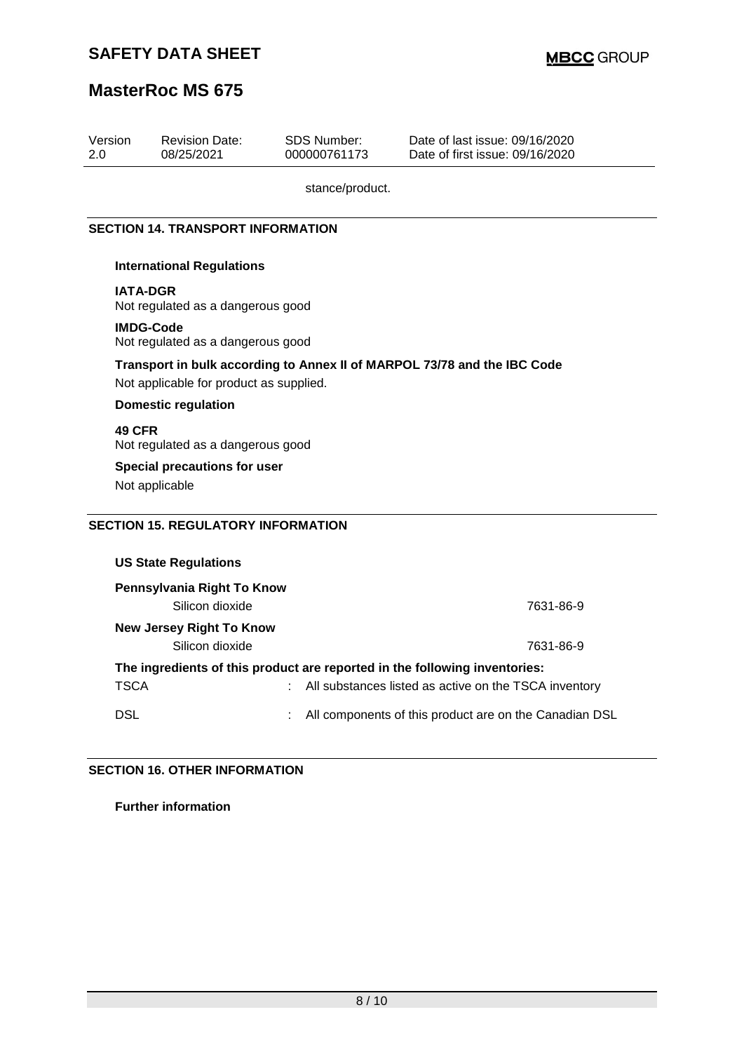stance/product.

## SECTION 14. TRANSPORT INFORMATION

### International Regulations

**IATA-DGR**
Not regulated as a dangerous good

**IMDG-Code**
Not regulated as a dangerous good

**Transport in bulk according to Annex II of MARPOL 73/78 and the IBC Code**
Not applicable for product as supplied.

**Domestic regulation**

**49 CFR**
Not regulated as a dangerous good

**Special precautions for user**
Not applicable

## SECTION 15. REGULATORY INFORMATION

### US State Regulations

**Pennsylvania Right To Know**

| | |
|---|---|
| Silicon dioxide | 7631-86-9 |

**New Jersey Right To Know**

| | |
|---|---|
| Silicon dioxide | 7631-86-9 |

**The ingredients of this product are reported in the following inventories:**

| | |
|---|---|
| TSCA | : All substances listed as active on the TSCA inventory |
| DSL | : All components of this product are on the Canadian DSL |

## SECTION 16. OTHER INFORMATION

**Further information**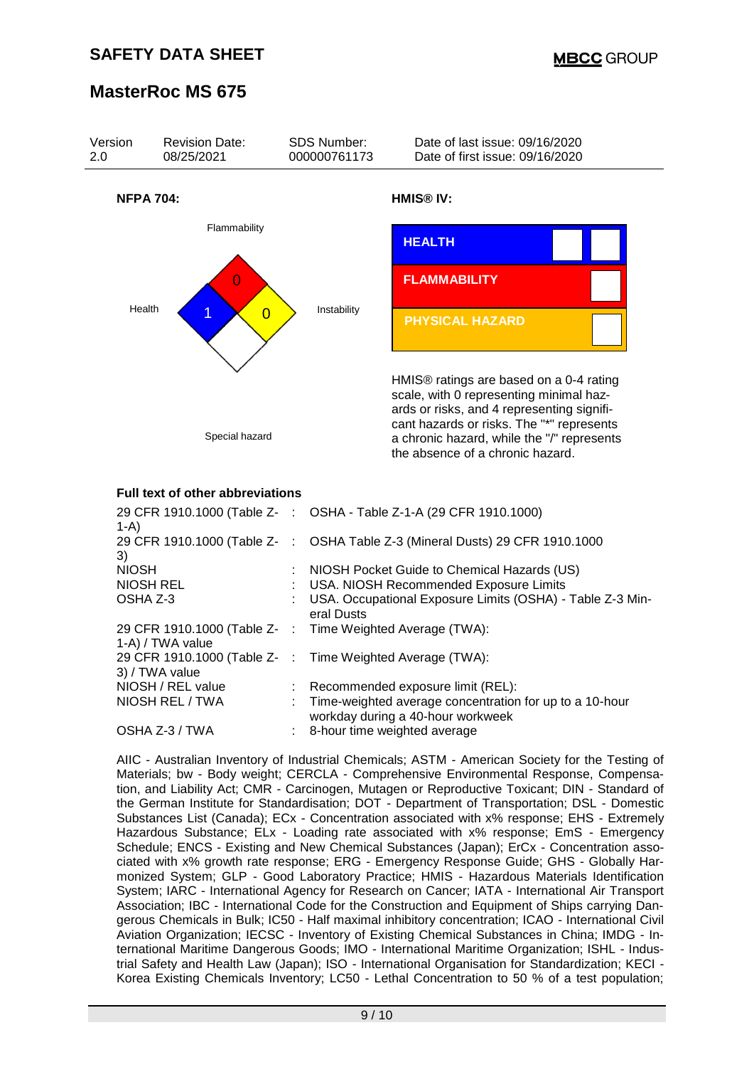# SAFETY DATA SHEET

## MasterRoc MS 675

| Version | Revision Date: | SDS Number: | Date of last issue: 09/16/2020 |
|---|---|---|---|
| 2.0 | 08/25/2021 | 000000761173 | Date of first issue: 09/16/2020 |

**NFPA 704:**

Flammability: 0

Health: 1

Instability: 0

Special hazard

**HMIS® IV:**

| | |
|---|---|
| HEALTH | |
| FLAMMABILITY | |
| PHYSICAL HAZARD | |

HMIS® ratings are based on a 0-4 rating scale, with 0 representing minimal hazards or risks, and 4 representing significant hazards or risks. The "*" represents a chronic hazard, while the "/" represents the absence of a chronic hazard.

**Full text of other abbreviations**

| | | |
|---|---|---|
| 29 CFR 1910.1000 (Table Z-1-A) | : | OSHA - Table Z-1-A (29 CFR 1910.1000) |
| 29 CFR 1910.1000 (Table Z-3) | : | OSHA Table Z-3 (Mineral Dusts) 29 CFR 1910.1000 |
| NIOSH | : | NIOSH Pocket Guide to Chemical Hazards (US) |
| NIOSH REL | : | USA. NIOSH Recommended Exposure Limits |
| OSHA Z-3 | : | USA. Occupational Exposure Limits (OSHA) - Table Z-3 Mineral Dusts |
| 29 CFR 1910.1000 (Table Z-1-A) / TWA value | : | Time Weighted Average (TWA): |
| 29 CFR 1910.1000 (Table Z-3) / TWA value | : | Time Weighted Average (TWA): |
| NIOSH / REL value | : | Recommended exposure limit (REL): |
| NIOSH REL / TWA | : | Time-weighted average concentration for up to a 10-hour workday during a 40-hour workweek |
| OSHA Z-3 / TWA | : | 8-hour time weighted average |

AIIC - Australian Inventory of Industrial Chemicals; ASTM - American Society for the Testing of Materials; bw - Body weight; CERCLA - Comprehensive Environmental Response, Compensation, and Liability Act; CMR - Carcinogen, Mutagen or Reproductive Toxicant; DIN - Standard of the German Institute for Standardisation; DOT - Department of Transportation; DSL - Domestic Substances List (Canada); ECx - Concentration associated with x% response; EHS - Extremely Hazardous Substance; ELx - Loading rate associated with x% response; EmS - Emergency Schedule; ENCS - Existing and New Chemical Substances (Japan); ErCx - Concentration associated with x% growth rate response; ERG - Emergency Response Guide; GHS - Globally Harmonized System; GLP - Good Laboratory Practice; HMIS - Hazardous Materials Identification System; IARC - International Agency for Research on Cancer; IATA - International Air Transport Association; IBC - International Code for the Construction and Equipment of Ships carrying Dangerous Chemicals in Bulk; IC50 - Half maximal inhibitory concentration; ICAO - International Civil Aviation Organization; IECSC - Inventory of Existing Chemical Substances in China; IMDG - International Maritime Dangerous Goods; IMO - International Maritime Organization; ISHL - Industrial Safety and Health Law (Japan); ISO - International Organisation for Standardization; KECI - Korea Existing Chemicals Inventory; LC50 - Lethal Concentration to 50 % of a test population;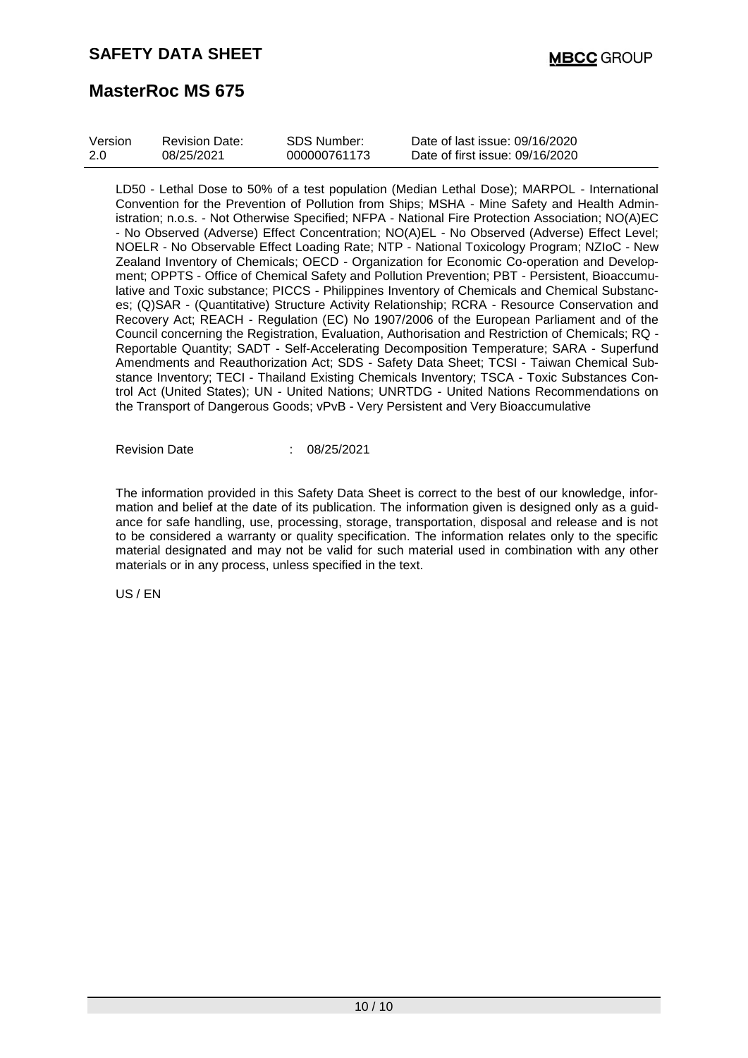LD50 - Lethal Dose to 50% of a test population (Median Lethal Dose); MARPOL - International Convention for the Prevention of Pollution from Ships; MSHA - Mine Safety and Health Administration; n.o.s. - Not Otherwise Specified; NFPA - National Fire Protection Association; NO(A)EC - No Observed (Adverse) Effect Concentration; NO(A)EL - No Observed (Adverse) Effect Level; NOELR - No Observable Effect Loading Rate; NTP - National Toxicology Program; NZIoC - New Zealand Inventory of Chemicals; OECD - Organization for Economic Co-operation and Development; OPPTS - Office of Chemical Safety and Pollution Prevention; PBT - Persistent, Bioaccumulative and Toxic substance; PICCS - Philippines Inventory of Chemicals and Chemical Substances; (Q)SAR - (Quantitative) Structure Activity Relationship; RCRA - Resource Conservation and Recovery Act; REACH - Regulation (EC) No 1907/2006 of the European Parliament and of the Council concerning the Registration, Evaluation, Authorisation and Restriction of Chemicals; RQ - Reportable Quantity; SADT - Self-Accelerating Decomposition Temperature; SARA - Superfund Amendments and Reauthorization Act; SDS - Safety Data Sheet; TCSI - Taiwan Chemical Substance Inventory; TECI - Thailand Existing Chemicals Inventory; TSCA - Toxic Substances Control Act (United States); UN - United Nations; UNRTDG - United Nations Recommendations on the Transport of Dangerous Goods; vPvB - Very Persistent and Very Bioaccumulative

Revision Date : 08/25/2021

The information provided in this Safety Data Sheet is correct to the best of our knowledge, information and belief at the date of its publication. The information given is designed only as a guidance for safe handling, use, processing, storage, transportation, disposal and release and is not to be considered a warranty or quality specification. The information relates only to the specific material designated and may not be valid for such material used in combination with any other materials or in any process, unless specified in the text.

US / EN